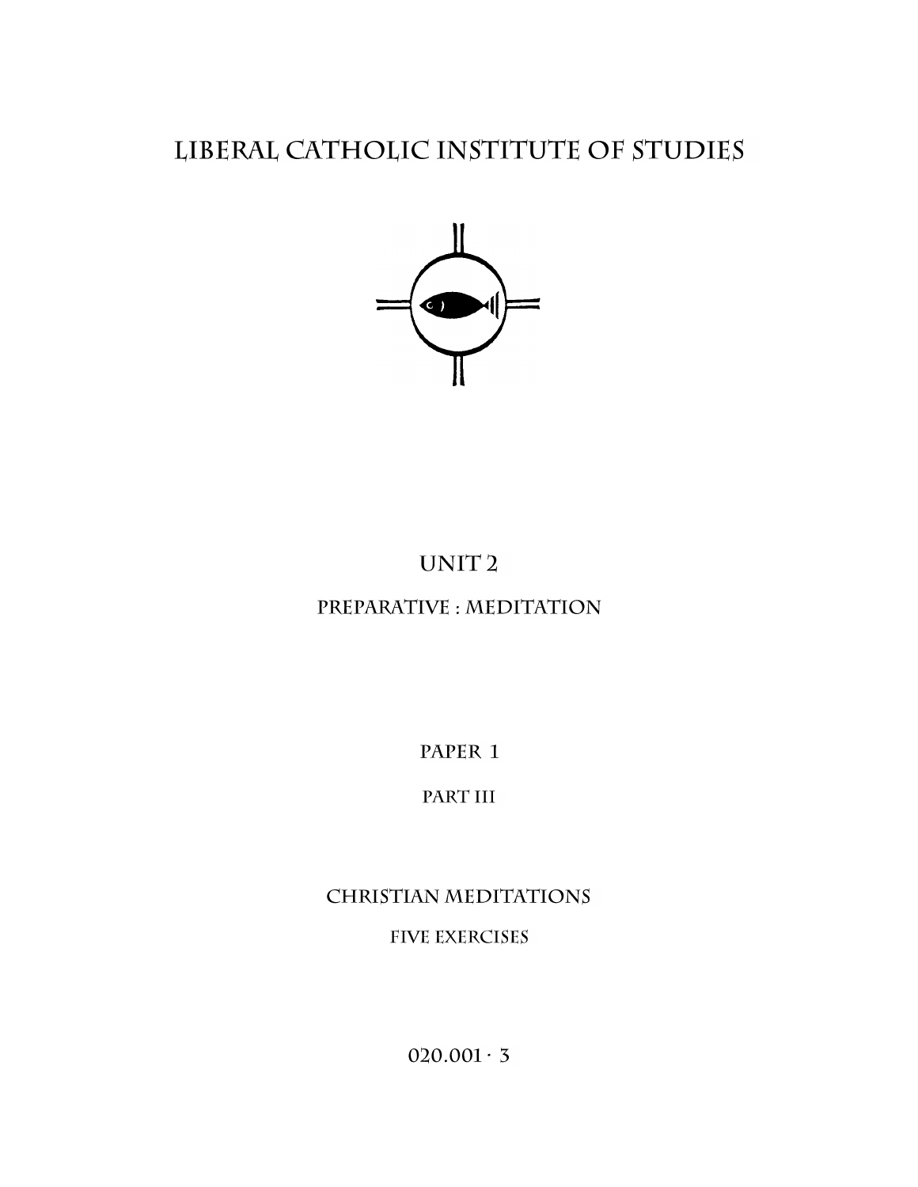# LIBERAL CATHOLIC INSTITUTE OF STUDIES

## UNIT 2

### PREPARATIVE : MEDITATION

### PAPER 1

### PART III

## CHRISTIAN MEDITATIONS

### FIVE EXERCISES

020.001 · 3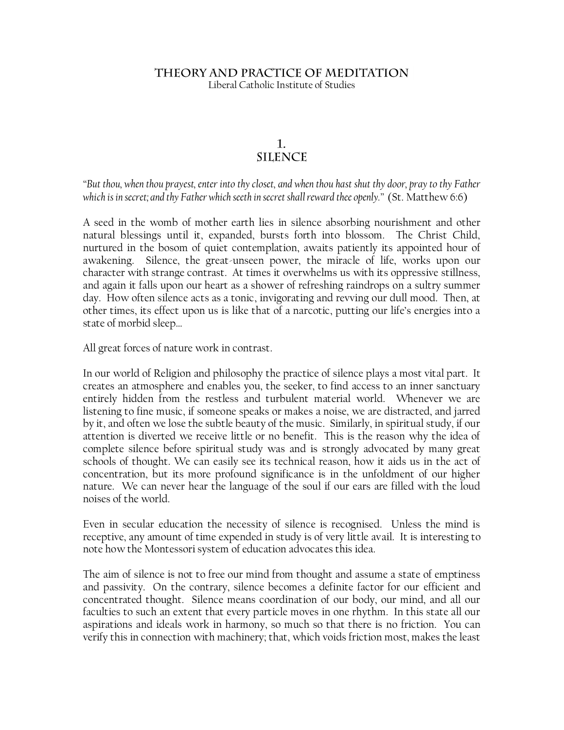# Theory and Practice of Meditation

Liberal Catholic Institute of Studies

## 1.
## Silence

*"But thou, when thou prayest, enter into thy closet, and when thou hast shut thy door, pray to thy Father which is in secret; and thy Father which seeth in secret shall reward thee openly."* (St. Matthew 6:6)

A seed in the womb of mother earth lies in silence absorbing nourishment and other natural blessings until it, expanded, bursts forth into blossom. The Christ Child, nurtured in the bosom of quiet contemplation, awaits patiently its appointed hour of awakening. Silence, the great-unseen power, the miracle of life, works upon our character with strange contrast. At times it overwhelms us with its oppressive stillness, and again it falls upon our heart as a shower of refreshing raindrops on a sultry summer day. How often silence acts as a tonic, invigorating and revving our dull mood. Then, at other times, its effect upon us is like that of a narcotic, putting our life's energies into a state of morbid sleep…

All great forces of nature work in contrast.

In our world of Religion and philosophy the practice of silence plays a most vital part. It creates an atmosphere and enables you, the seeker, to find access to an inner sanctuary entirely hidden from the restless and turbulent material world. Whenever we are listening to fine music, if someone speaks or makes a noise, we are distracted, and jarred by it, and often we lose the subtle beauty of the music. Similarly, in spiritual study, if our attention is diverted we receive little or no benefit. This is the reason why the idea of complete silence before spiritual study was and is strongly advocated by many great schools of thought. We can easily see its technical reason, how it aids us in the act of concentration, but its more profound significance is in the unfoldment of our higher nature. We can never hear the language of the soul if our ears are filled with the loud noises of the world.

Even in secular education the necessity of silence is recognised. Unless the mind is receptive, any amount of time expended in study is of very little avail. It is interesting to note how the Montessori system of education advocates this idea.

The aim of silence is not to free our mind from thought and assume a state of emptiness and passivity. On the contrary, silence becomes a definite factor for our efficient and concentrated thought. Silence means coordination of our body, our mind, and all our faculties to such an extent that every particle moves in one rhythm. In this state all our aspirations and ideals work in harmony, so much so that there is no friction. You can verify this in connection with machinery; that, which voids friction most, makes the least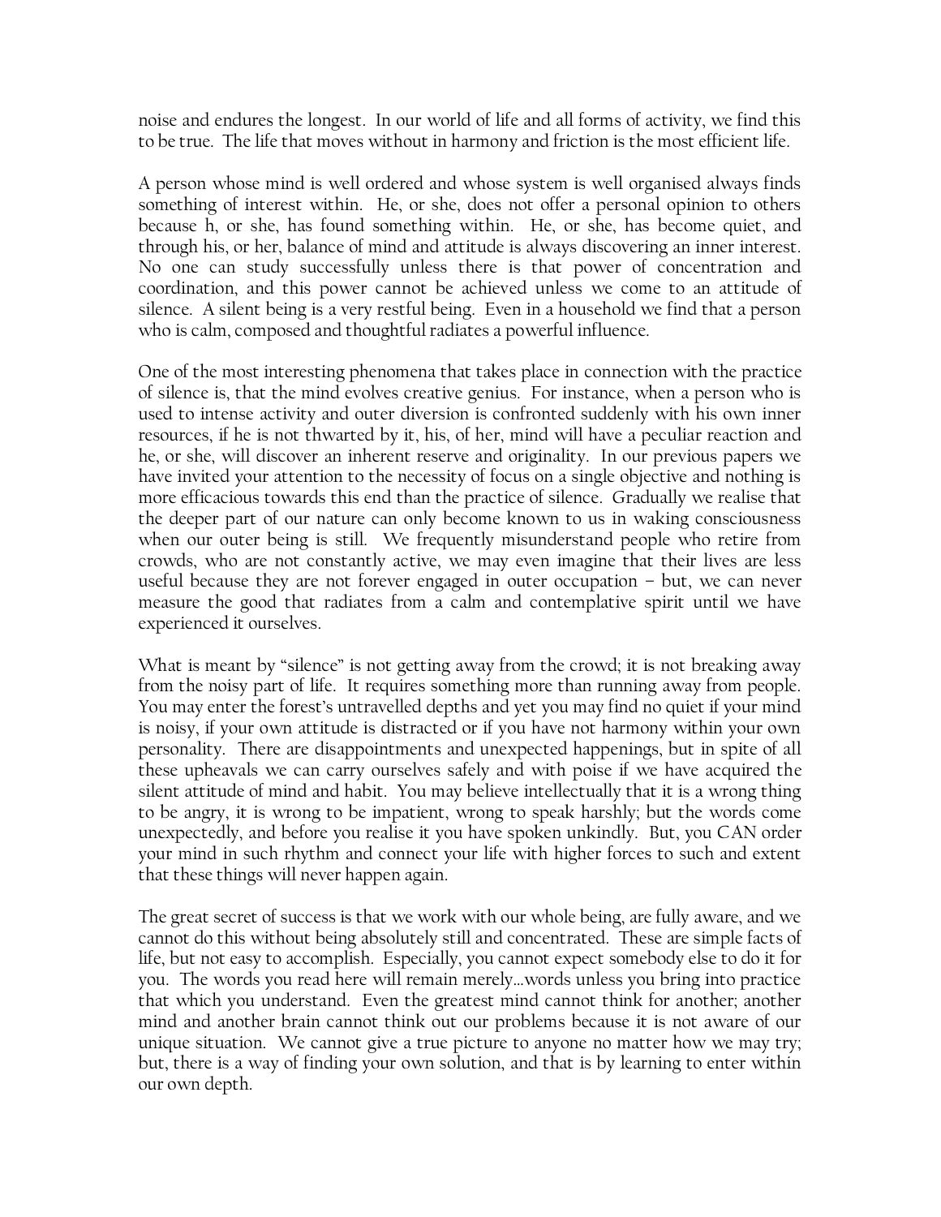noise and endures the longest. In our world of life and all forms of activity, we find this to be true. The life that moves without in harmony and friction is the most efficient life.

A person whose mind is well ordered and whose system is well organised always finds something of interest within. He, or she, does not offer a personal opinion to others because h, or she, has found something within. He, or she, has become quiet, and through his, or her, balance of mind and attitude is always discovering an inner interest. No one can study successfully unless there is that power of concentration and coordination, and this power cannot be achieved unless we come to an attitude of silence. A silent being is a very restful being. Even in a household we find that a person who is calm, composed and thoughtful radiates a powerful influence.

One of the most interesting phenomena that takes place in connection with the practice of silence is, that the mind evolves creative genius. For instance, when a person who is used to intense activity and outer diversion is confronted suddenly with his own inner resources, if he is not thwarted by it, his, of her, mind will have a peculiar reaction and he, or she, will discover an inherent reserve and originality. In our previous papers we have invited your attention to the necessity of focus on a single objective and nothing is more efficacious towards this end than the practice of silence. Gradually we realise that the deeper part of our nature can only become known to us in waking consciousness when our outer being is still. We frequently misunderstand people who retire from crowds, who are not constantly active, we may even imagine that their lives are less useful because they are not forever engaged in outer occupation – but, we can never measure the good that radiates from a calm and contemplative spirit until we have experienced it ourselves.

What is meant by "silence" is not getting away from the crowd; it is not breaking away from the noisy part of life. It requires something more than running away from people. You may enter the forest's untravelled depths and yet you may find no quiet if your mind is noisy, if your own attitude is distracted or if you have not harmony within your own personality. There are disappointments and unexpected happenings, but in spite of all these upheavals we can carry ourselves safely and with poise if we have acquired the silent attitude of mind and habit. You may believe intellectually that it is a wrong thing to be angry, it is wrong to be impatient, wrong to speak harshly; but the words come unexpectedly, and before you realise it you have spoken unkindly. But, you CAN order your mind in such rhythm and connect your life with higher forces to such and extent that these things will never happen again.

The great secret of success is that we work with our whole being, are fully aware, and we cannot do this without being absolutely still and concentrated. These are simple facts of life, but not easy to accomplish. Especially, you cannot expect somebody else to do it for you. The words you read here will remain merely…words unless you bring into practice that which you understand. Even the greatest mind cannot think for another; another mind and another brain cannot think out our problems because it is not aware of our unique situation. We cannot give a true picture to anyone no matter how we may try; but, there is a way of finding your own solution, and that is by learning to enter within our own depth.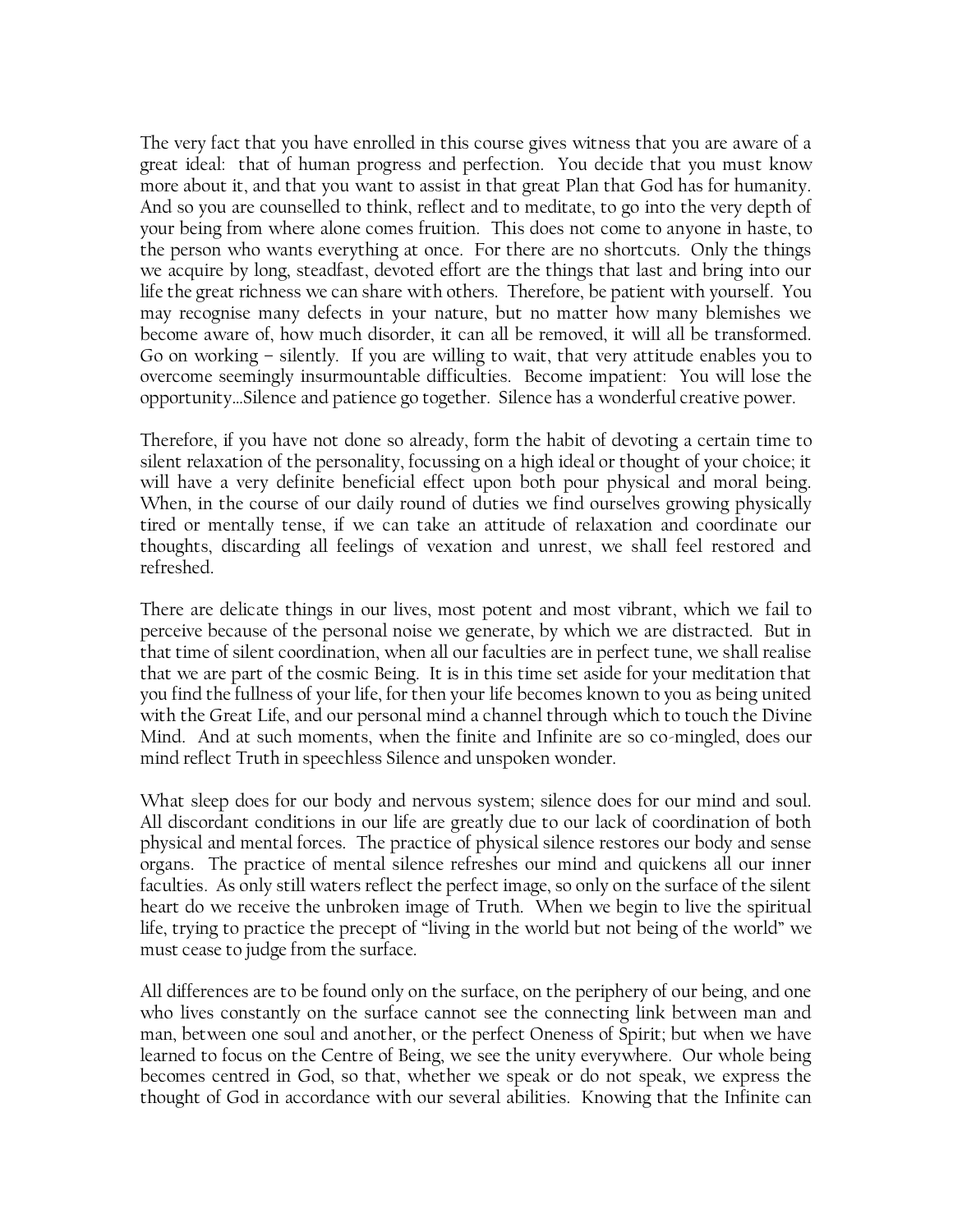The very fact that you have enrolled in this course gives witness that you are aware of a great ideal: that of human progress and perfection. You decide that you must know more about it, and that you want to assist in that great Plan that God has for humanity. And so you are counselled to think, reflect and to meditate, to go into the very depth of your being from where alone comes fruition. This does not come to anyone in haste, to the person who wants everything at once. For there are no shortcuts. Only the things we acquire by long, steadfast, devoted effort are the things that last and bring into our life the great richness we can share with others. Therefore, be patient with yourself. You may recognise many defects in your nature, but no matter how many blemishes we become aware of, how much disorder, it can all be removed, it will all be transformed. Go on working – silently. If you are willing to wait, that very attitude enables you to overcome seemingly insurmountable difficulties. Become impatient: You will lose the opportunity…Silence and patience go together. Silence has a wonderful creative power.

Therefore, if you have not done so already, form the habit of devoting a certain time to silent relaxation of the personality, focussing on a high ideal or thought of your choice; it will have a very definite beneficial effect upon both pour physical and moral being. When, in the course of our daily round of duties we find ourselves growing physically tired or mentally tense, if we can take an attitude of relaxation and coordinate our thoughts, discarding all feelings of vexation and unrest, we shall feel restored and refreshed.

There are delicate things in our lives, most potent and most vibrant, which we fail to perceive because of the personal noise we generate, by which we are distracted. But in that time of silent coordination, when all our faculties are in perfect tune, we shall realise that we are part of the cosmic Being. It is in this time set aside for your meditation that you find the fullness of your life, for then your life becomes known to you as being united with the Great Life, and our personal mind a channel through which to touch the Divine Mind. And at such moments, when the finite and Infinite are so co-mingled, does our mind reflect Truth in speechless Silence and unspoken wonder.

What sleep does for our body and nervous system; silence does for our mind and soul. All discordant conditions in our life are greatly due to our lack of coordination of both physical and mental forces. The practice of physical silence restores our body and sense organs. The practice of mental silence refreshes our mind and quickens all our inner faculties. As only still waters reflect the perfect image, so only on the surface of the silent heart do we receive the unbroken image of Truth. When we begin to live the spiritual life, trying to practice the precept of "living in the world but not being of the world" we must cease to judge from the surface.

All differences are to be found only on the surface, on the periphery of our being, and one who lives constantly on the surface cannot see the connecting link between man and man, between one soul and another, or the perfect Oneness of Spirit; but when we have learned to focus on the Centre of Being, we see the unity everywhere. Our whole being becomes centred in God, so that, whether we speak or do not speak, we express the thought of God in accordance with our several abilities. Knowing that the Infinite can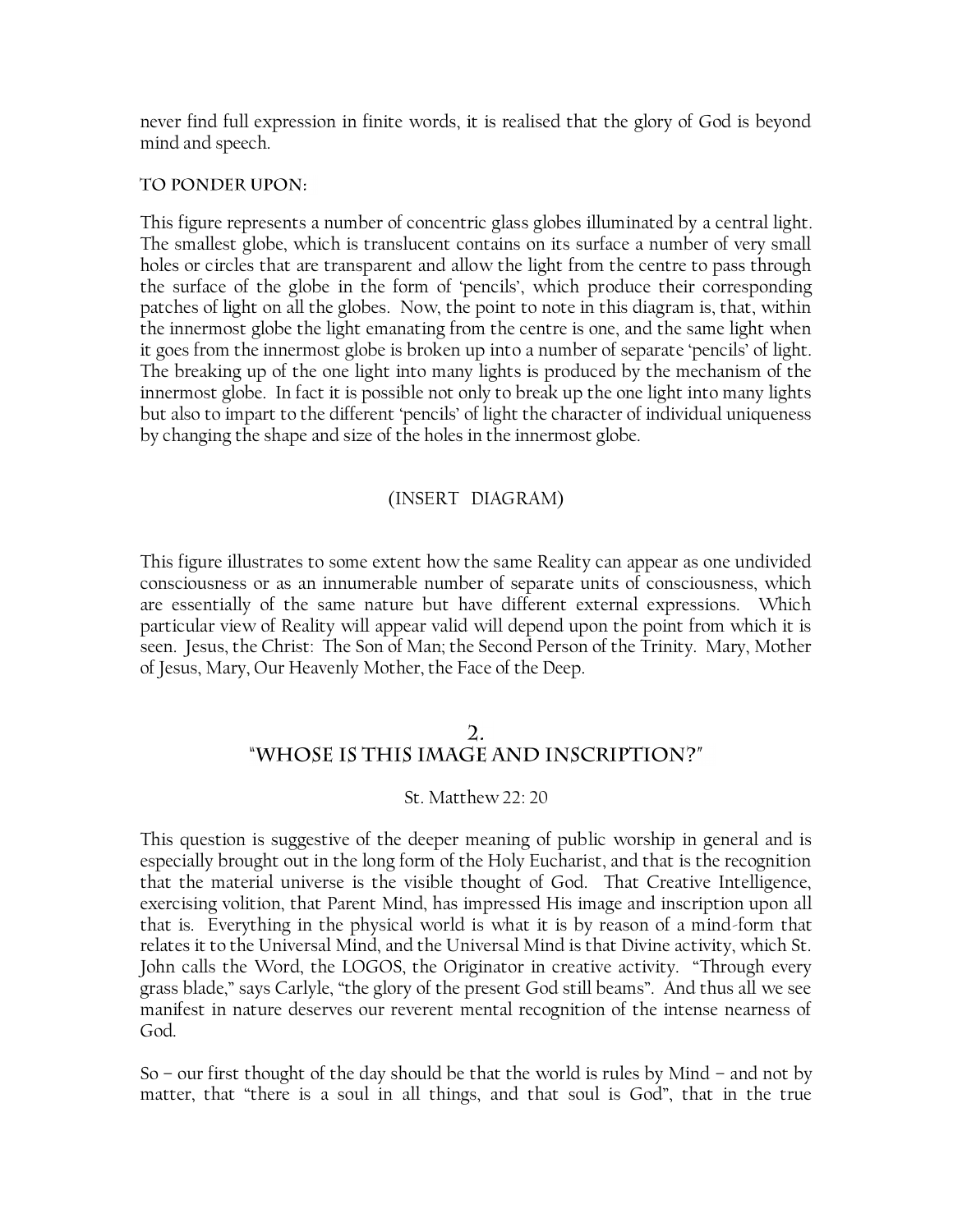never find full expression in finite words, it is realised that the glory of God is beyond mind and speech.

### TO PONDER UPON:

This figure represents a number of concentric glass globes illuminated by a central light. The smallest globe, which is translucent contains on its surface a number of very small holes or circles that are transparent and allow the light from the centre to pass through the surface of the globe in the form of 'pencils', which produce their corresponding patches of light on all the globes. Now, the point to note in this diagram is, that, within the innermost globe the light emanating from the centre is one, and the same light when it goes from the innermost globe is broken up into a number of separate 'pencils' of light. The breaking up of the one light into many lights is produced by the mechanism of the innermost globe. In fact it is possible not only to break up the one light into many lights but also to impart to the different 'pencils' of light the character of individual uniqueness by changing the shape and size of the holes in the innermost globe.

(INSERT DIAGRAM)

This figure illustrates to some extent how the same Reality can appear as one undivided consciousness or as an innumerable number of separate units of consciousness, which are essentially of the same nature but have different external expressions. Which particular view of Reality will appear valid will depend upon the point from which it is seen. Jesus, the Christ: The Son of Man; the Second Person of the Trinity. Mary, Mother of Jesus, Mary, Our Heavenly Mother, the Face of the Deep.

## 2. "WHOSE IS THIS IMAGE AND INSCRIPTION?"

St. Matthew 22: 20

This question is suggestive of the deeper meaning of public worship in general and is especially brought out in the long form of the Holy Eucharist, and that is the recognition that the material universe is the visible thought of God. That Creative Intelligence, exercising volition, that Parent Mind, has impressed His image and inscription upon all that is. Everything in the physical world is what it is by reason of a mind-form that relates it to the Universal Mind, and the Universal Mind is that Divine activity, which St. John calls the Word, the LOGOS, the Originator in creative activity. "Through every grass blade," says Carlyle, "the glory of the present God still beams". And thus all we see manifest in nature deserves our reverent mental recognition of the intense nearness of God.

So – our first thought of the day should be that the world is rules by Mind – and not by matter, that "there is a soul in all things, and that soul is God", that in the true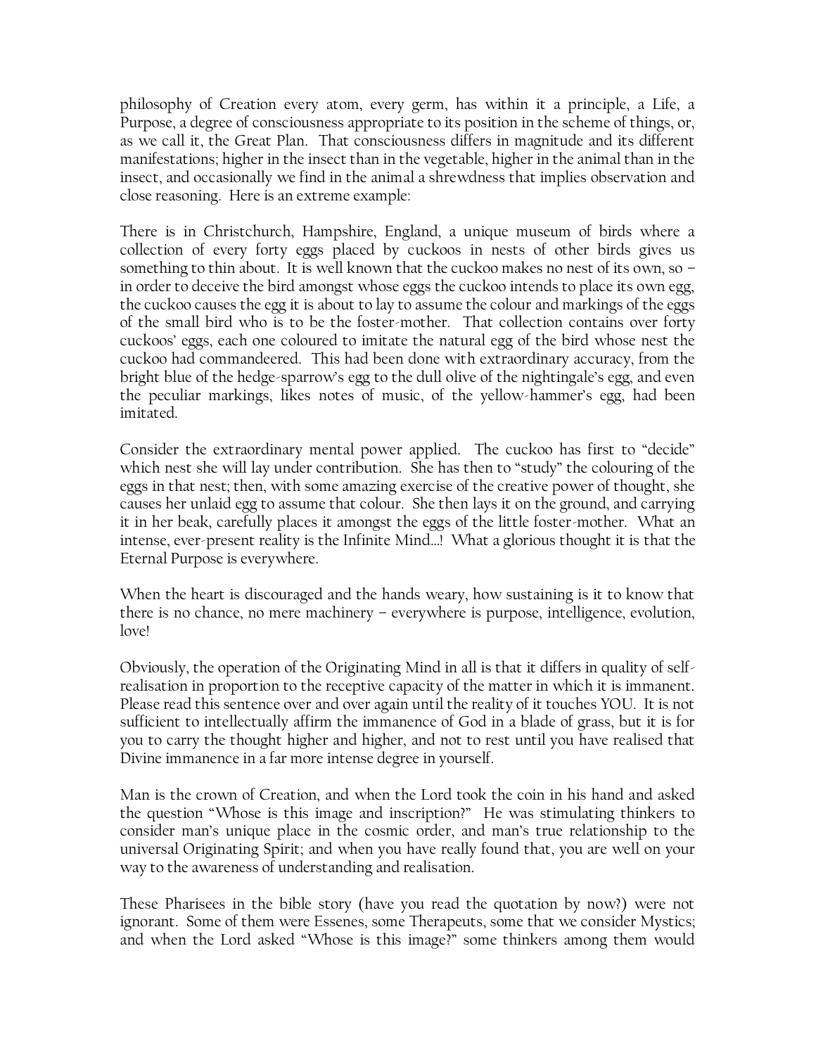philosophy of Creation every atom, every germ, has within it a principle, a Life, a Purpose, a degree of consciousness appropriate to its position in the scheme of things, or, as we call it, the Great Plan. That consciousness differs in magnitude and its different manifestations; higher in the insect than in the vegetable, higher in the animal than in the insect, and occasionally we find in the animal a shrewdness that implies observation and close reasoning. Here is an extreme example:

There is in Christchurch, Hampshire, England, a unique museum of birds where a collection of every forty eggs placed by cuckoos in nests of other birds gives us something to thin about. It is well known that the cuckoo makes no nest of its own, so – in order to deceive the bird amongst whose eggs the cuckoo intends to place its own egg, the cuckoo causes the egg it is about to lay to assume the colour and markings of the eggs of the small bird who is to be the foster-mother. That collection contains over forty cuckoos' eggs, each one coloured to imitate the natural egg of the bird whose nest the cuckoo had commandeered. This had been done with extraordinary accuracy, from the bright blue of the hedge-sparrow's egg to the dull olive of the nightingale's egg, and even the peculiar markings, likes notes of music, of the yellow-hammer's egg, had been imitated.

Consider the extraordinary mental power applied. The cuckoo has first to "decide" which nest she will lay under contribution. She has then to "study" the colouring of the eggs in that nest; then, with some amazing exercise of the creative power of thought, she causes her unlaid egg to assume that colour. She then lays it on the ground, and carrying it in her beak, carefully places it amongst the eggs of the little foster-mother. What an intense, ever-present reality is the Infinite Mind…! What a glorious thought it is that the Eternal Purpose is everywhere.

When the heart is discouraged and the hands weary, how sustaining is it to know that there is no chance, no mere machinery – everywhere is purpose, intelligence, evolution, love!

Obviously, the operation of the Originating Mind in all is that it differs in quality of self-realisation in proportion to the receptive capacity of the matter in which it is immanent. Please read this sentence over and over again until the reality of it touches YOU. It is not sufficient to intellectually affirm the immanence of God in a blade of grass, but it is for you to carry the thought higher and higher, and not to rest until you have realised that Divine immanence in a far more intense degree in yourself.

Man is the crown of Creation, and when the Lord took the coin in his hand and asked the question "Whose is this image and inscription?" He was stimulating thinkers to consider man's unique place in the cosmic order, and man's true relationship to the universal Originating Spirit; and when you have really found that, you are well on your way to the awareness of understanding and realisation.

These Pharisees in the bible story (have you read the quotation by now?) were not ignorant. Some of them were Essenes, some Therapeuts, some that we consider Mystics; and when the Lord asked "Whose is this image?" some thinkers among them would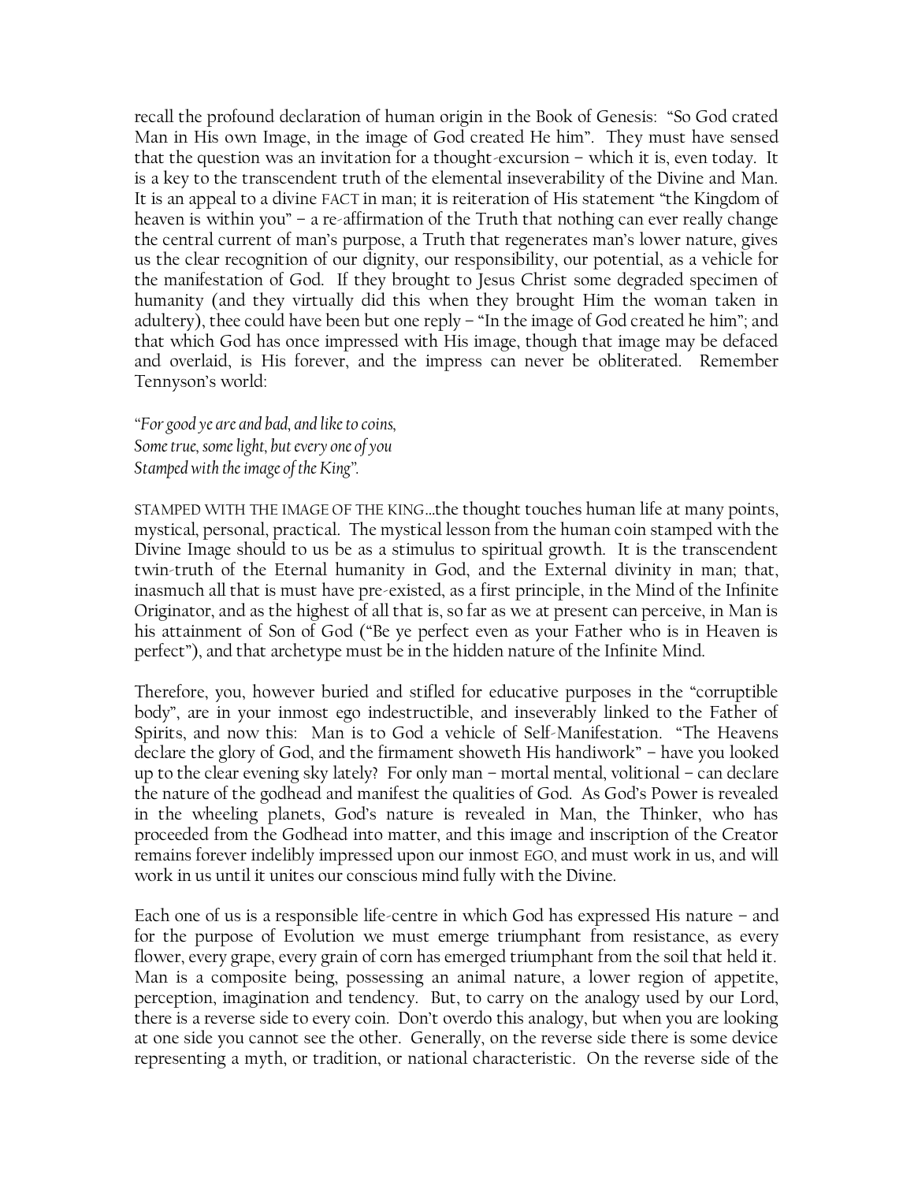recall the profound declaration of human origin in the Book of Genesis: "So God crated Man in His own Image, in the image of God created He him". They must have sensed that the question was an invitation for a thought-excursion – which it is, even today. It is a key to the transcendent truth of the elemental inseverability of the Divine and Man. It is an appeal to a divine FACT in man; it is reiteration of His statement "the Kingdom of heaven is within you" – a re-affirmation of the Truth that nothing can ever really change the central current of man's purpose, a Truth that regenerates man's lower nature, gives us the clear recognition of our dignity, our responsibility, our potential, as a vehicle for the manifestation of God. If they brought to Jesus Christ some degraded specimen of humanity (and they virtually did this when they brought Him the woman taken in adultery), thee could have been but one reply – "In the image of God created he him"; and that which God has once impressed with His image, though that image may be defaced and overlaid, is His forever, and the impress can never be obliterated. Remember Tennyson's world:

*"For good ye are and bad, and like to coins,*
*Some true, some light, but every one of you*
*Stamped with the image of the King".*

STAMPED WITH THE IMAGE OF THE KING…the thought touches human life at many points, mystical, personal, practical. The mystical lesson from the human coin stamped with the Divine Image should to us be as a stimulus to spiritual growth. It is the transcendent twin-truth of the Eternal humanity in God, and the External divinity in man; that, inasmuch all that is must have pre-existed, as a first principle, in the Mind of the Infinite Originator, and as the highest of all that is, so far as we at present can perceive, in Man is his attainment of Son of God ("Be ye perfect even as your Father who is in Heaven is perfect"), and that archetype must be in the hidden nature of the Infinite Mind.

Therefore, you, however buried and stifled for educative purposes in the "corruptible body", are in your inmost ego indestructible, and inseverably linked to the Father of Spirits, and now this: Man is to God a vehicle of Self-Manifestation. "The Heavens declare the glory of God, and the firmament showeth His handiwork" – have you looked up to the clear evening sky lately? For only man – mortal mental, volitional – can declare the nature of the godhead and manifest the qualities of God. As God's Power is revealed in the wheeling planets, God's nature is revealed in Man, the Thinker, who has proceeded from the Godhead into matter, and this image and inscription of the Creator remains forever indelibly impressed upon our inmost EGO, and must work in us, and will work in us until it unites our conscious mind fully with the Divine.

Each one of us is a responsible life-centre in which God has expressed His nature – and for the purpose of Evolution we must emerge triumphant from resistance, as every flower, every grape, every grain of corn has emerged triumphant from the soil that held it. Man is a composite being, possessing an animal nature, a lower region of appetite, perception, imagination and tendency. But, to carry on the analogy used by our Lord, there is a reverse side to every coin. Don't overdo this analogy, but when you are looking at one side you cannot see the other. Generally, on the reverse side there is some device representing a myth, or tradition, or national characteristic. On the reverse side of the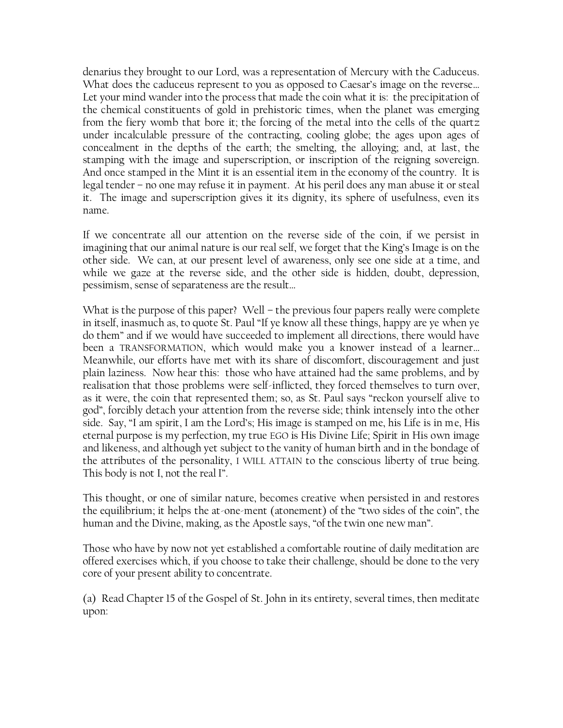denarius they brought to our Lord, was a representation of Mercury with the Caduceus. What does the caduceus represent to you as opposed to Caesar's image on the reverse… Let your mind wander into the process that made the coin what it is: the precipitation of the chemical constituents of gold in prehistoric times, when the planet was emerging from the fiery womb that bore it; the forcing of the metal into the cells of the quartz under incalculable pressure of the contracting, cooling globe; the ages upon ages of concealment in the depths of the earth; the smelting, the alloying; and, at last, the stamping with the image and superscription, or inscription of the reigning sovereign. And once stamped in the Mint it is an essential item in the economy of the country. It is legal tender – no one may refuse it in payment. At his peril does any man abuse it or steal it. The image and superscription gives it its dignity, its sphere of usefulness, even its name.

If we concentrate all our attention on the reverse side of the coin, if we persist in imagining that our animal nature is our real self, we forget that the King's Image is on the other side. We can, at our present level of awareness, only see one side at a time, and while we gaze at the reverse side, and the other side is hidden, doubt, depression, pessimism, sense of separateness are the result…

What is the purpose of this paper? Well – the previous four papers really were complete in itself, inasmuch as, to quote St. Paul "If ye know all these things, happy are ye when ye do them" and if we would have succeeded to implement all directions, there would have been a TRANSFORMATION, which would make you a knower instead of a learner… Meanwhile, our efforts have met with its share of discomfort, discouragement and just plain laziness. Now hear this: those who have attained had the same problems, and by realisation that those problems were self-inflicted, they forced themselves to turn over, as it were, the coin that represented them; so, as St. Paul says "reckon yourself alive to god", forcibly detach your attention from the reverse side; think intensely into the other side. Say, "I am spirit, I am the Lord's; His image is stamped on me, his Life is in me, His eternal purpose is my perfection, my true EGO is His Divine Life; Spirit in His own image and likeness, and although yet subject to the vanity of human birth and in the bondage of the attributes of the personality, I WILL ATTAIN to the conscious liberty of true being. This body is not I, not the real I".

This thought, or one of similar nature, becomes creative when persisted in and restores the equilibrium; it helps the at-one-ment (atonement) of the "two sides of the coin", the human and the Divine, making, as the Apostle says, "of the twin one new man".

Those who have by now not yet established a comfortable routine of daily meditation are offered exercises which, if you choose to take their challenge, should be done to the very core of your present ability to concentrate.

(a) Read Chapter 15 of the Gospel of St. John in its entirety, several times, then meditate upon: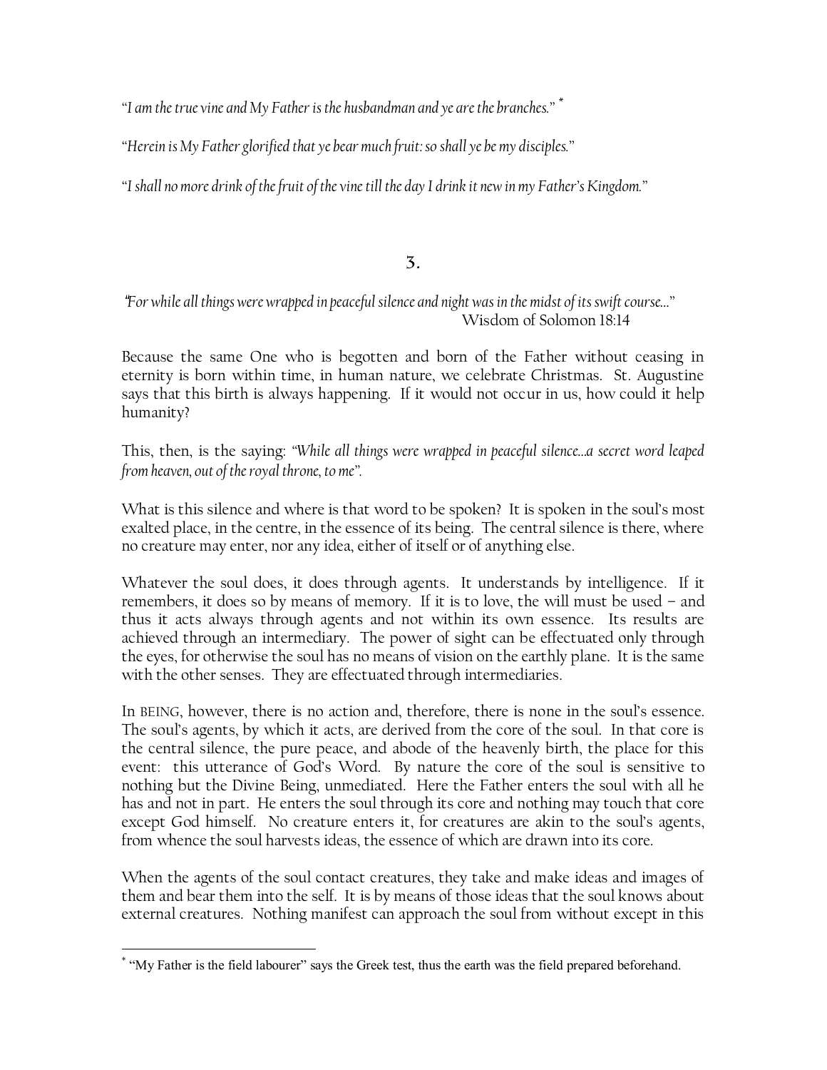*"I am the true vine and My Father is the husbandman and ye are the branches."* [*]

*"Herein is My Father glorified that ye bear much fruit: so shall ye be my disciples."*

*"I shall no more drink of the fruit of the vine till the day I drink it new in my Father's Kingdom."*

## 3.

*"For while all things were wrapped in peaceful silence and night was in the midst of its swift course..."*
Wisdom of Solomon 18:14

Because the same One who is begotten and born of the Father without ceasing in eternity is born within time, in human nature, we celebrate Christmas. St. Augustine says that this birth is always happening. If it would not occur in us, how could it help humanity?

This, then, is the saying: *"While all things were wrapped in peaceful silence...a secret word leaped from heaven, out of the royal throne, to me"*.

What is this silence and where is that word to be spoken? It is spoken in the soul's most exalted place, in the centre, in the essence of its being. The central silence is there, where no creature may enter, nor any idea, either of itself or of anything else.

Whatever the soul does, it does through agents. It understands by intelligence. If it remembers, it does so by means of memory. If it is to love, the will must be used – and thus it acts always through agents and not within its own essence. Its results are achieved through an intermediary. The power of sight can be effectuated only through the eyes, for otherwise the soul has no means of vision on the earthly plane. It is the same with the other senses. They are effectuated through intermediaries.

In BEING, however, there is no action and, therefore, there is none in the soul's essence. The soul's agents, by which it acts, are derived from the core of the soul. In that core is the central silence, the pure peace, and abode of the heavenly birth, the place for this event: this utterance of God's Word. By nature the core of the soul is sensitive to nothing but the Divine Being, unmediated. Here the Father enters the soul with all he has and not in part. He enters the soul through its core and nothing may touch that core except God himself. No creature enters it, for creatures are akin to the soul's agents, from whence the soul harvests ideas, the essence of which are drawn into its core.

When the agents of the soul contact creatures, they take and make ideas and images of them and bear them into the self. It is by means of those ideas that the soul knows about external creatures. Nothing manifest can approach the soul from without except in this

---

[*] "My Father is the field labourer" says the Greek test, thus the earth was the field prepared beforehand.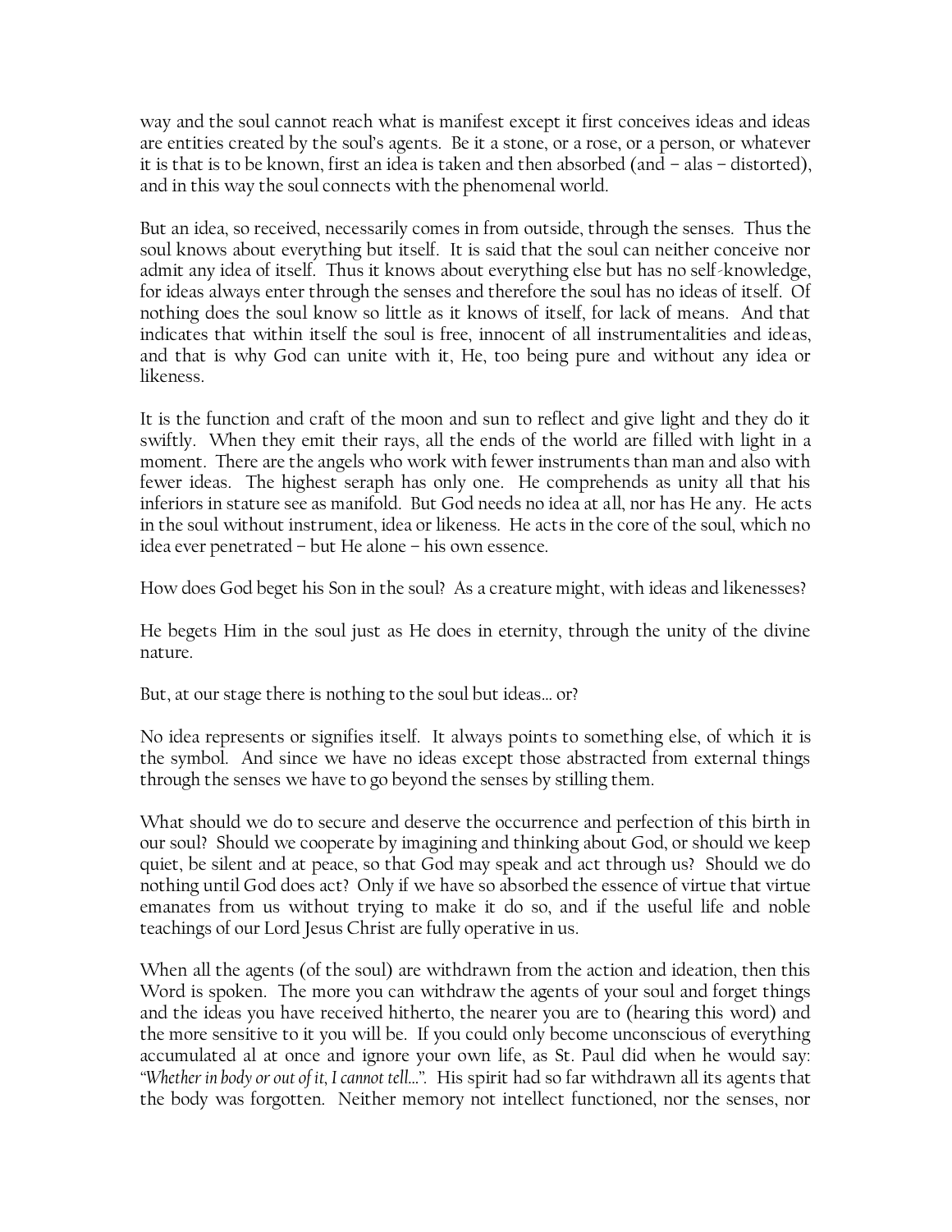way and the soul cannot reach what is manifest except it first conceives ideas and ideas are entities created by the soul's agents. Be it a stone, or a rose, or a person, or whatever it is that is to be known, first an idea is taken and then absorbed (and – alas – distorted), and in this way the soul connects with the phenomenal world.

But an idea, so received, necessarily comes in from outside, through the senses. Thus the soul knows about everything but itself. It is said that the soul can neither conceive nor admit any idea of itself. Thus it knows about everything else but has no self-knowledge, for ideas always enter through the senses and therefore the soul has no ideas of itself. Of nothing does the soul know so little as it knows of itself, for lack of means. And that indicates that within itself the soul is free, innocent of all instrumentalities and ideas, and that is why God can unite with it, He, too being pure and without any idea or likeness.

It is the function and craft of the moon and sun to reflect and give light and they do it swiftly. When they emit their rays, all the ends of the world are filled with light in a moment. There are the angels who work with fewer instruments than man and also with fewer ideas. The highest seraph has only one. He comprehends as unity all that his inferiors in stature see as manifold. But God needs no idea at all, nor has He any. He acts in the soul without instrument, idea or likeness. He acts in the core of the soul, which no idea ever penetrated – but He alone – his own essence.

How does God beget his Son in the soul? As a creature might, with ideas and likenesses?

He begets Him in the soul just as He does in eternity, through the unity of the divine nature.

But, at our stage there is nothing to the soul but ideas… or?

No idea represents or signifies itself. It always points to something else, of which it is the symbol. And since we have no ideas except those abstracted from external things through the senses we have to go beyond the senses by stilling them.

What should we do to secure and deserve the occurrence and perfection of this birth in our soul? Should we cooperate by imagining and thinking about God, or should we keep quiet, be silent and at peace, so that God may speak and act through us? Should we do nothing until God does act? Only if we have so absorbed the essence of virtue that virtue emanates from us without trying to make it do so, and if the useful life and noble teachings of our Lord Jesus Christ are fully operative in us.

When all the agents (of the soul) are withdrawn from the action and ideation, then this Word is spoken. The more you can withdraw the agents of your soul and forget things and the ideas you have received hitherto, the nearer you are to (hearing this word) and the more sensitive to it you will be. If you could only become unconscious of everything accumulated al at once and ignore your own life, as St. Paul did when he would say: "*Whether in body or out of it, I cannot tell…*". His spirit had so far withdrawn all its agents that the body was forgotten. Neither memory not intellect functioned, nor the senses, nor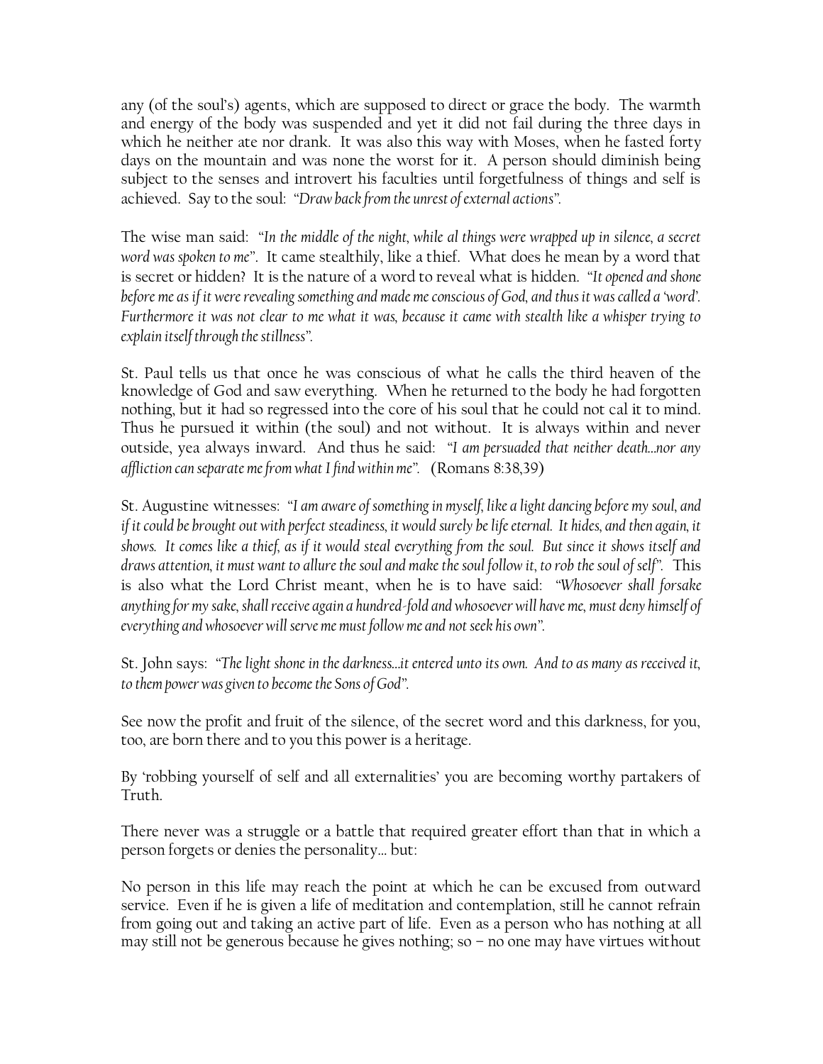any (of the soul's) agents, which are supposed to direct or grace the body. The warmth and energy of the body was suspended and yet it did not fail during the three days in which he neither ate nor drank. It was also this way with Moses, when he fasted forty days on the mountain and was none the worst for it. A person should diminish being subject to the senses and introvert his faculties until forgetfulness of things and self is achieved. Say to the soul: *"Draw back from the unrest of external actions"*.

The wise man said: *"In the middle of the night, while al things were wrapped up in silence, a secret word was spoken to me"*. It came stealthily, like a thief. What does he mean by a word that is secret or hidden? It is the nature of a word to reveal what is hidden. *"It opened and shone before me as if it were revealing something and made me conscious of God, and thus it was called a 'word'. Furthermore it was not clear to me what it was, because it came with stealth like a whisper trying to explain itself through the stillness"*.

St. Paul tells us that once he was conscious of what he calls the third heaven of the knowledge of God and saw everything. When he returned to the body he had forgotten nothing, but it had so regressed into the core of his soul that he could not cal it to mind. Thus he pursued it within (the soul) and not without. It is always within and never outside, yea always inward. And thus he said: *"I am persuaded that neither death…nor any affliction can separate me from what I find within me"*. (Romans 8:38,39)

St. Augustine witnesses: *"I am aware of something in myself, like a light dancing before my soul, and if it could be brought out with perfect steadiness, it would surely be life eternal. It hides, and then again, it shows. It comes like a thief, as if it would steal everything from the soul. But since it shows itself and draws attention, it must want to allure the soul and make the soul follow it, to rob the soul of self"*. This is also what the Lord Christ meant, when he is to have said: *"Whosoever shall forsake anything for my sake, shall receive again a hundred-fold and whosoever will have me, must deny himself of everything and whosoever will serve me must follow me and not seek his own"*.

St. John says: *"The light shone in the darkness…it entered unto its own. And to as many as received it, to them power was given to become the Sons of God"*.

See now the profit and fruit of the silence, of the secret word and this darkness, for you, too, are born there and to you this power is a heritage.

By 'robbing yourself of self and all externalities' you are becoming worthy partakers of Truth.

There never was a struggle or a battle that required greater effort than that in which a person forgets or denies the personality… but:

No person in this life may reach the point at which he can be excused from outward service. Even if he is given a life of meditation and contemplation, still he cannot refrain from going out and taking an active part of life. Even as a person who has nothing at all may still not be generous because he gives nothing; so – no one may have virtues without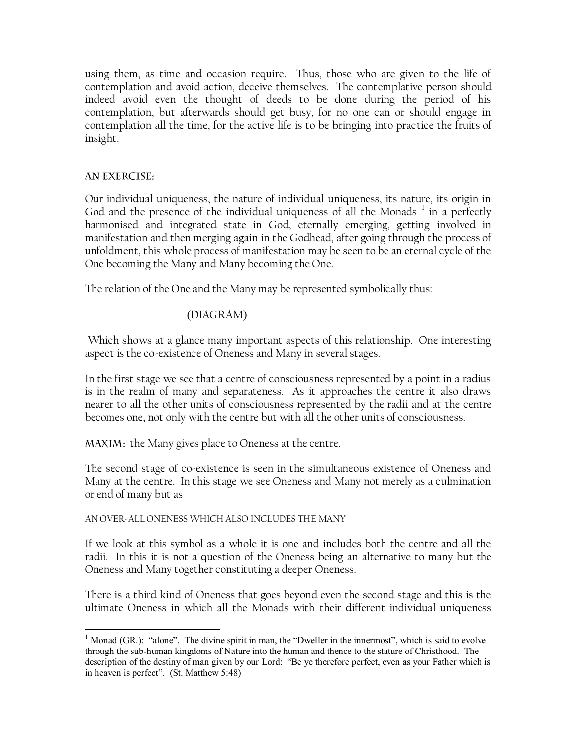using them, as time and occasion require. Thus, those who are given to the life of contemplation and avoid action, deceive themselves. The contemplative person should indeed avoid even the thought of deeds to be done during the period of his contemplation, but afterwards should get busy, for no one can or should engage in contemplation all the time, for the active life is to be bringing into practice the fruits of insight.

## AN EXERCISE:

Our individual uniqueness, the nature of individual uniqueness, its nature, its origin in God and the presence of the individual uniqueness of all the Monads [1] in a perfectly harmonised and integrated state in God, eternally emerging, getting involved in manifestation and then merging again in the Godhead, after going through the process of unfoldment, this whole process of manifestation may be seen to be an eternal cycle of the One becoming the Many and Many becoming the One.

The relation of the One and the Many may be represented symbolically thus:

(DIAGRAM)

Which shows at a glance many important aspects of this relationship. One interesting aspect is the co-existence of Oneness and Many in several stages.

In the first stage we see that a centre of consciousness represented by a point in a radius is in the realm of many and separateness. As it approaches the centre it also draws nearer to all the other units of consciousness represented by the radii and at the centre becomes one, not only with the centre but with all the other units of consciousness.

**MAXIM:** the Many gives place to Oneness at the centre.

The second stage of co-existence is seen in the simultaneous existence of Oneness and Many at the centre. In this stage we see Oneness and Many not merely as a culmination or end of many but as

AN OVER-ALL ONENESS WHICH ALSO INCLUDES THE MANY

If we look at this symbol as a whole it is one and includes both the centre and all the radii. In this it is not a question of the Oneness being an alternative to many but the Oneness and Many together constituting a deeper Oneness.

There is a third kind of Oneness that goes beyond even the second stage and this is the ultimate Oneness in which all the Monads with their different individual uniqueness

---

[1] Monad (GR.): "alone". The divine spirit in man, the "Dweller in the innermost", which is said to evolve through the sub-human kingdoms of Nature into the human and thence to the stature of Christhood. The description of the destiny of man given by our Lord: "Be ye therefore perfect, even as your Father which is in heaven is perfect". (St. Matthew 5:48)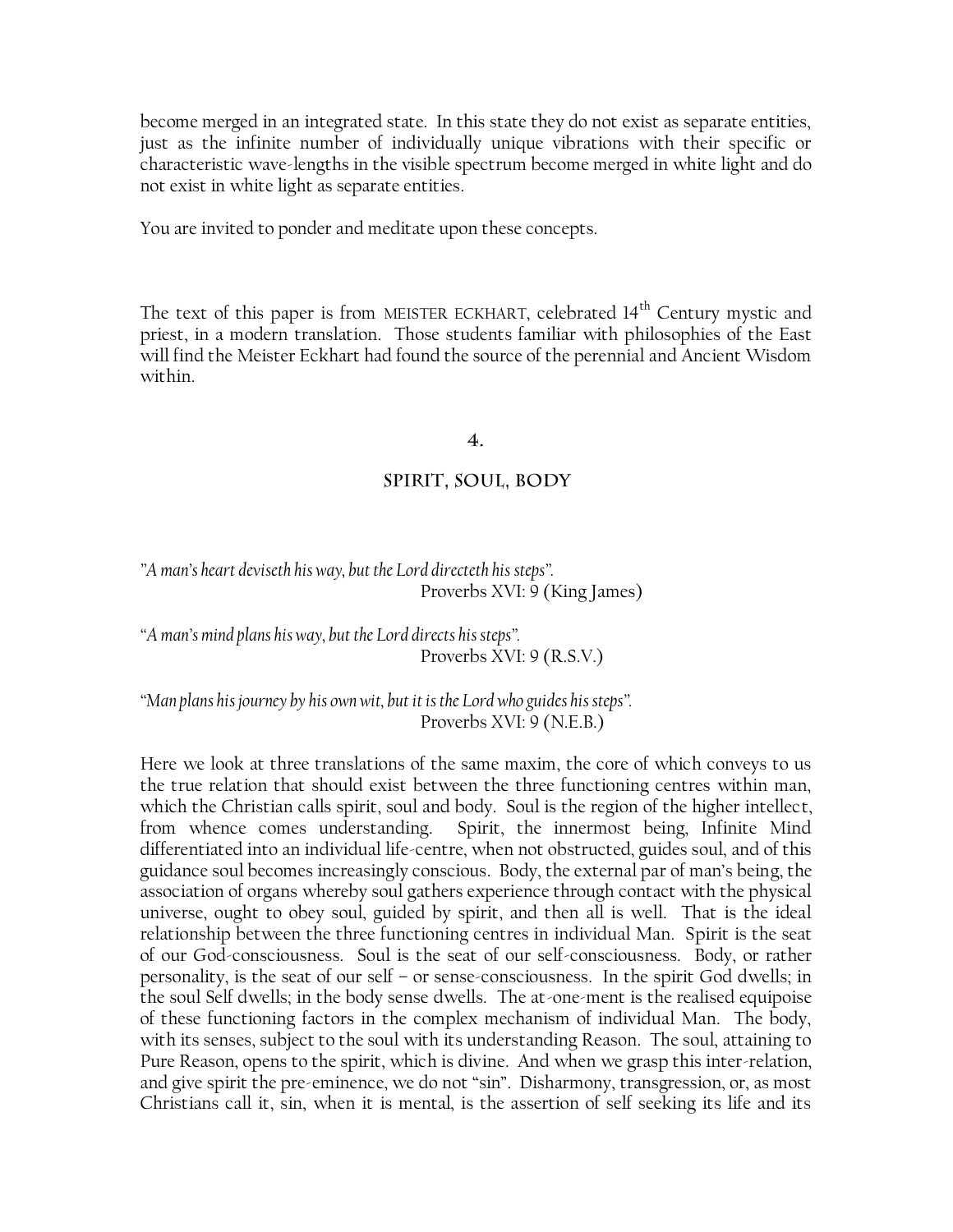become merged in an integrated state. In this state they do not exist as separate entities, just as the infinite number of individually unique vibrations with their specific or characteristic wave-lengths in the visible spectrum become merged in white light and do not exist in white light as separate entities.

You are invited to ponder and meditate upon these concepts.

The text of this paper is from MEISTER ECKHART, celebrated 14th Century mystic and priest, in a modern translation. Those students familiar with philosophies of the East will find the Meister Eckhart had found the source of the perennial and Ancient Wisdom within.

## 4.

## SPIRIT, SOUL, BODY

*"A man's heart deviseth his way, but the Lord directeth his steps".*
Proverbs XVI: 9 (King James)

*"A man's mind plans his way, but the Lord directs his steps".*
Proverbs XVI: 9 (R.S.V.)

*"Man plans his journey by his own wit, but it is the Lord who guides his steps".*
Proverbs XVI: 9 (N.E.B.)

Here we look at three translations of the same maxim, the core of which conveys to us the true relation that should exist between the three functioning centres within man, which the Christian calls spirit, soul and body. Soul is the region of the higher intellect, from whence comes understanding. Spirit, the innermost being, Infinite Mind differentiated into an individual life-centre, when not obstructed, guides soul, and of this guidance soul becomes increasingly conscious. Body, the external par of man's being, the association of organs whereby soul gathers experience through contact with the physical universe, ought to obey soul, guided by spirit, and then all is well. That is the ideal relationship between the three functioning centres in individual Man. Spirit is the seat of our God-consciousness. Soul is the seat of our self-consciousness. Body, or rather personality, is the seat of our self – or sense-consciousness. In the spirit God dwells; in the soul Self dwells; in the body sense dwells. The at-one-ment is the realised equipoise of these functioning factors in the complex mechanism of individual Man. The body, with its senses, subject to the soul with its understanding Reason. The soul, attaining to Pure Reason, opens to the spirit, which is divine. And when we grasp this inter-relation, and give spirit the pre-eminence, we do not "sin". Disharmony, transgression, or, as most Christians call it, sin, when it is mental, is the assertion of self seeking its life and its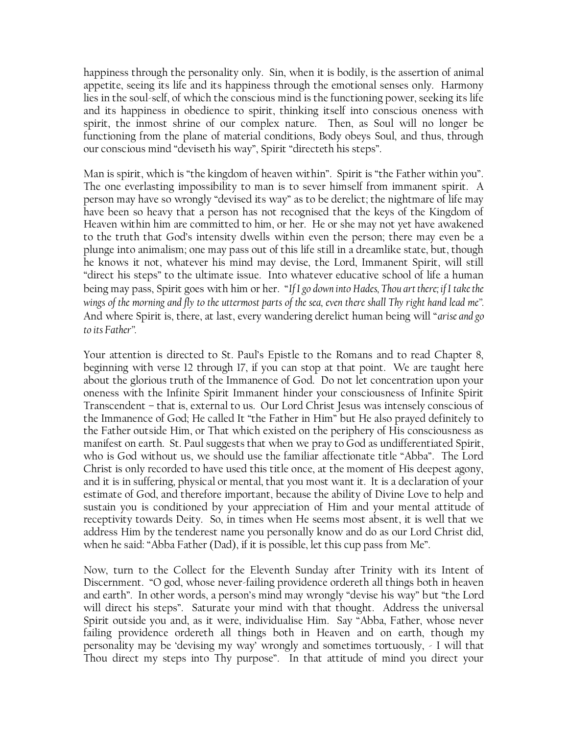happiness through the personality only. Sin, when it is bodily, is the assertion of animal appetite, seeing its life and its happiness through the emotional senses only. Harmony lies in the soul-self, of which the conscious mind is the functioning power, seeking its life and its happiness in obedience to spirit, thinking itself into conscious oneness with spirit, the inmost shrine of our complex nature. Then, as Soul will no longer be functioning from the plane of material conditions, Body obeys Soul, and thus, through our conscious mind "deviseth his way", Spirit "directeth his steps".

Man is spirit, which is "the kingdom of heaven within". Spirit is "the Father within you". The one everlasting impossibility to man is to sever himself from immanent spirit. A person may have so wrongly "devised its way" as to be derelict; the nightmare of life may have been so heavy that a person has not recognised that the keys of the Kingdom of Heaven within him are committed to him, or her. He or she may not yet have awakened to the truth that God's intensity dwells within even the person; there may even be a plunge into animalism; one may pass out of this life still in a dreamlike state, but, though he knows it not, whatever his mind may devise, the Lord, Immanent Spirit, will still "direct his steps" to the ultimate issue. Into whatever educative school of life a human being may pass, Spirit goes with him or her. "*If I go down into Hades, Thou art there; if I take the wings of the morning and fly to the uttermost parts of the sea, even there shall Thy right hand lead me*". And where Spirit is, there, at last, every wandering derelict human being will "*arise and go to its Father*".

Your attention is directed to St. Paul's Epistle to the Romans and to read Chapter 8, beginning with verse 12 through 17, if you can stop at that point. We are taught here about the glorious truth of the Immanence of God. Do not let concentration upon your oneness with the Infinite Spirit Immanent hinder your consciousness of Infinite Spirit Transcendent – that is, external to us. Our Lord Christ Jesus was intensely conscious of the Immanence of God; He called It "the Father in Him" but He also prayed definitely to the Father outside Him, or That which existed on the periphery of His consciousness as manifest on earth. St. Paul suggests that when we pray to God as undifferentiated Spirit, who is God without us, we should use the familiar affectionate title "Abba". The Lord Christ is only recorded to have used this title once, at the moment of His deepest agony, and it is in suffering, physical or mental, that you most want it. It is a declaration of your estimate of God, and therefore important, because the ability of Divine Love to help and sustain you is conditioned by your appreciation of Him and your mental attitude of receptivity towards Deity. So, in times when He seems most absent, it is well that we address Him by the tenderest name you personally know and do as our Lord Christ did, when he said: "Abba Father (Dad), if it is possible, let this cup pass from Me".

Now, turn to the Collect for the Eleventh Sunday after Trinity with its Intent of Discernment. "O god, whose never-failing providence ordereth all things both in heaven and earth". In other words, a person's mind may wrongly "devise his way" but "the Lord will direct his steps". Saturate your mind with that thought. Address the universal Spirit outside you and, as it were, individualise Him. Say "Abba, Father, whose never failing providence ordereth all things both in Heaven and on earth, though my personality may be 'devising my way' wrongly and sometimes tortuously, - I will that Thou direct my steps into Thy purpose". In that attitude of mind you direct your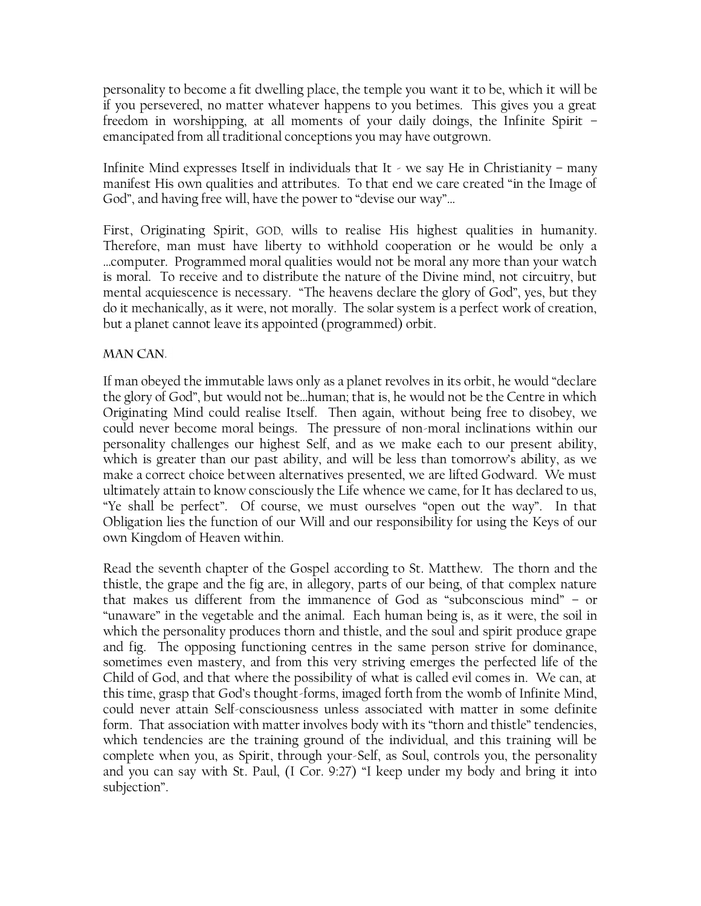personality to become a fit dwelling place, the temple you want it to be, which it will be if you persevered, no matter whatever happens to you betimes. This gives you a great freedom in worshipping, at all moments of your daily doings, the Infinite Spirit – emancipated from all traditional conceptions you may have outgrown.

Infinite Mind expresses Itself in individuals that It - we say He in Christianity – many manifest His own qualities and attributes. To that end we care created "in the Image of God", and having free will, have the power to "devise our way"...

First, Originating Spirit, GOD, wills to realise His highest qualities in humanity. Therefore, man must have liberty to withhold cooperation or he would be only a ...computer. Programmed moral qualities would not be moral any more than your watch is moral. To receive and to distribute the nature of the Divine mind, not circuitry, but mental acquiescence is necessary. "The heavens declare the glory of God", yes, but they do it mechanically, as it were, not morally. The solar system is a perfect work of creation, but a planet cannot leave its appointed (programmed) orbit.

MAN CAN.

If man obeyed the immutable laws only as a planet revolves in its orbit, he would "declare the glory of God", but would not be...human; that is, he would not be the Centre in which Originating Mind could realise Itself. Then again, without being free to disobey, we could never become moral beings. The pressure of non-moral inclinations within our personality challenges our highest Self, and as we make each to our present ability, which is greater than our past ability, and will be less than tomorrow's ability, as we make a correct choice between alternatives presented, we are lifted Godward. We must ultimately attain to know consciously the Life whence we came, for It has declared to us, "Ye shall be perfect". Of course, we must ourselves "open out the way". In that Obligation lies the function of our Will and our responsibility for using the Keys of our own Kingdom of Heaven within.

Read the seventh chapter of the Gospel according to St. Matthew. The thorn and the thistle, the grape and the fig are, in allegory, parts of our being, of that complex nature that makes us different from the immanence of God as "subconscious mind" – or "unaware" in the vegetable and the animal. Each human being is, as it were, the soil in which the personality produces thorn and thistle, and the soul and spirit produce grape and fig. The opposing functioning centres in the same person strive for dominance, sometimes even mastery, and from this very striving emerges the perfected life of the Child of God, and that where the possibility of what is called evil comes in. We can, at this time, grasp that God's thought-forms, imaged forth from the womb of Infinite Mind, could never attain Self-consciousness unless associated with matter in some definite form. That association with matter involves body with its "thorn and thistle" tendencies, which tendencies are the training ground of the individual, and this training will be complete when you, as Spirit, through your-Self, as Soul, controls you, the personality and you can say with St. Paul, (I Cor. 9:27) "I keep under my body and bring it into subjection".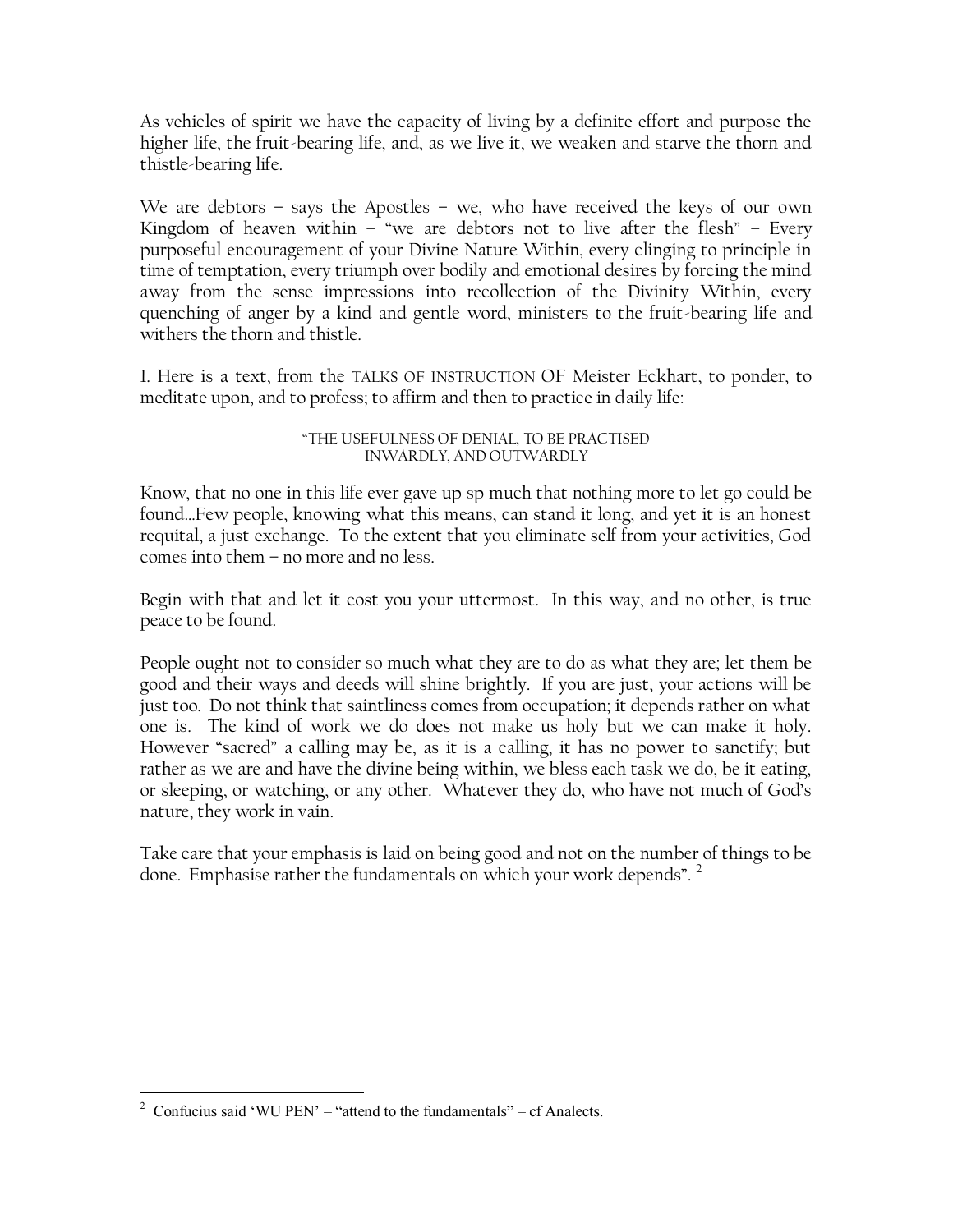As vehicles of spirit we have the capacity of living by a definite effort and purpose the higher life, the fruit-bearing life, and, as we live it, we weaken and starve the thorn and thistle-bearing life.

We are debtors – says the Apostles – we, who have received the keys of our own Kingdom of heaven within – "we are debtors not to live after the flesh" – Every purposeful encouragement of your Divine Nature Within, every clinging to principle in time of temptation, every triumph over bodily and emotional desires by forcing the mind away from the sense impressions into recollection of the Divinity Within, every quenching of anger by a kind and gentle word, ministers to the fruit-bearing life and withers the thorn and thistle.

1. Here is a text, from the TALKS OF INSTRUCTION OF Meister Eckhart, to ponder, to meditate upon, and to profess; to affirm and then to practice in daily life:

"THE USEFULNESS OF DENIAL, TO BE PRACTISED INWARDLY, AND OUTWARDLY

Know, that no one in this life ever gave up sp much that nothing more to let go could be found…Few people, knowing what this means, can stand it long, and yet it is an honest requital, a just exchange. To the extent that you eliminate self from your activities, God comes into them – no more and no less.

Begin with that and let it cost you your uttermost. In this way, and no other, is true peace to be found.

People ought not to consider so much what they are to do as what they are; let them be good and their ways and deeds will shine brightly. If you are just, your actions will be just too. Do not think that saintliness comes from occupation; it depends rather on what one is. The kind of work we do does not make us holy but we can make it holy. However "sacred" a calling may be, as it is a calling, it has no power to sanctify; but rather as we are and have the divine being within, we bless each task we do, be it eating, or sleeping, or watching, or any other. Whatever they do, who have not much of God's nature, they work in vain.

Take care that your emphasis is laid on being good and not on the number of things to be done. Emphasise rather the fundamentals on which your work depends". [2]

[2] Confucius said 'WU PEN' – "attend to the fundamentals" – cf Analects.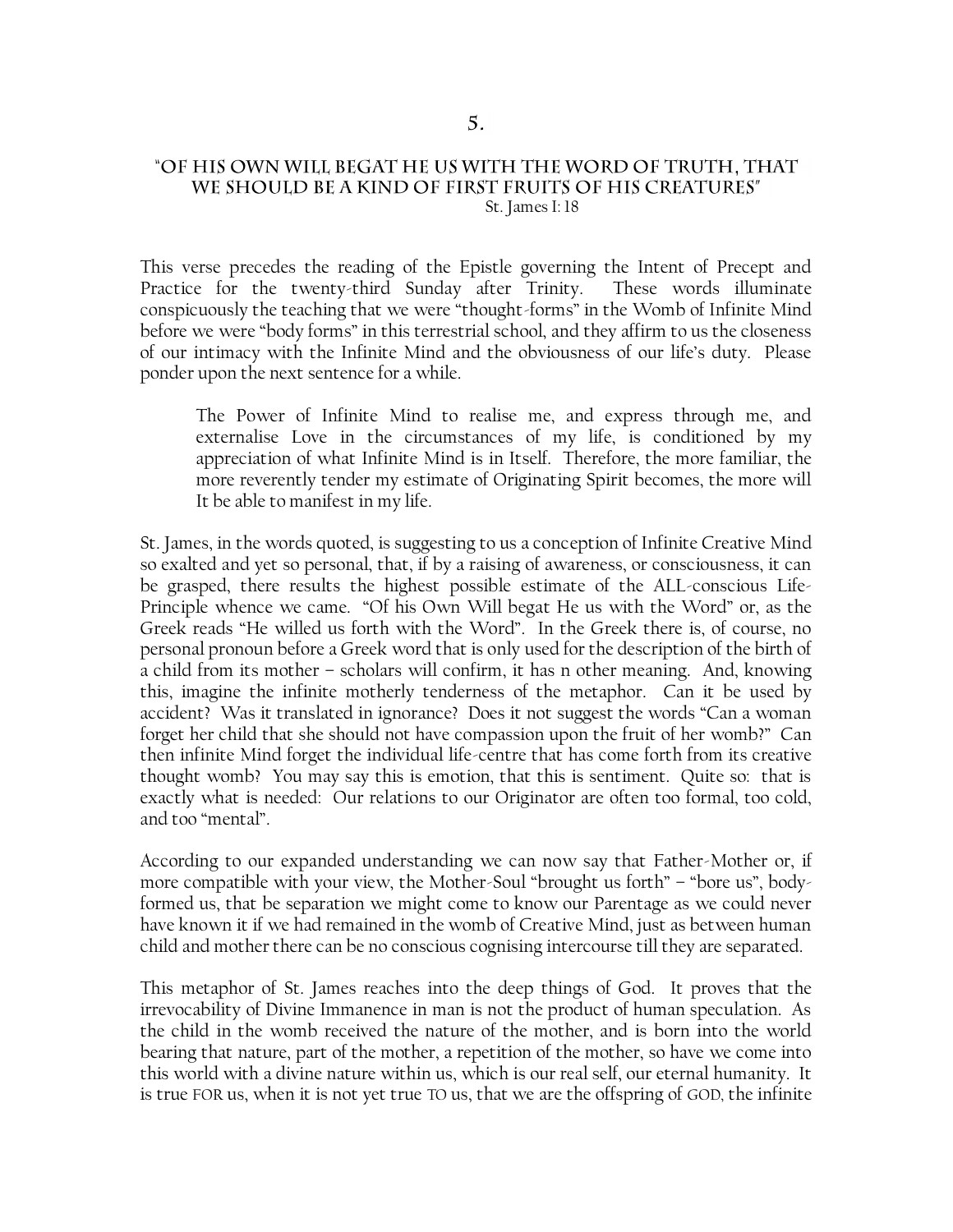# 5.

## "OF HIS OWN WILL BEGAT HE US WITH THE WORD OF TRUTH, THAT WE SHOULD BE A KIND OF FIRST FRUITS OF HIS CREATURES"

St. James I: 18

This verse precedes the reading of the Epistle governing the Intent of Precept and Practice for the twenty-third Sunday after Trinity. These words illuminate conspicuously the teaching that we were "thought-forms" in the Womb of Infinite Mind before we were "body forms" in this terrestrial school, and they affirm to us the closeness of our intimacy with the Infinite Mind and the obviousness of our life's duty. Please ponder upon the next sentence for a while.

> The Power of Infinite Mind to realise me, and express through me, and externalise Love in the circumstances of my life, is conditioned by my appreciation of what Infinite Mind is in Itself. Therefore, the more familiar, the more reverently tender my estimate of Originating Spirit becomes, the more will It be able to manifest in my life.

St. James, in the words quoted, is suggesting to us a conception of Infinite Creative Mind so exalted and yet so personal, that, if by a raising of awareness, or consciousness, it can be grasped, there results the highest possible estimate of the ALL-conscious Life-Principle whence we came. "Of his Own Will begat He us with the Word" or, as the Greek reads "He willed us forth with the Word". In the Greek there is, of course, no personal pronoun before a Greek word that is only used for the description of the birth of a child from its mother – scholars will confirm, it has n other meaning. And, knowing this, imagine the infinite motherly tenderness of the metaphor. Can it be used by accident? Was it translated in ignorance? Does it not suggest the words "Can a woman forget her child that she should not have compassion upon the fruit of her womb?" Can then infinite Mind forget the individual life-centre that has come forth from its creative thought womb? You may say this is emotion, that this is sentiment. Quite so: that is exactly what is needed: Our relations to our Originator are often too formal, too cold, and too "mental".

According to our expanded understanding we can now say that Father-Mother or, if more compatible with your view, the Mother-Soul "brought us forth" – "bore us", body-formed us, that be separation we might come to know our Parentage as we could never have known it if we had remained in the womb of Creative Mind, just as between human child and mother there can be no conscious cognising intercourse till they are separated.

This metaphor of St. James reaches into the deep things of God. It proves that the irrevocability of Divine Immanence in man is not the product of human speculation. As the child in the womb received the nature of the mother, and is born into the world bearing that nature, part of the mother, a repetition of the mother, so have we come into this world with a divine nature within us, which is our real self, our eternal humanity. It is true FOR us, when it is not yet true TO us, that we are the offspring of GOD, the infinite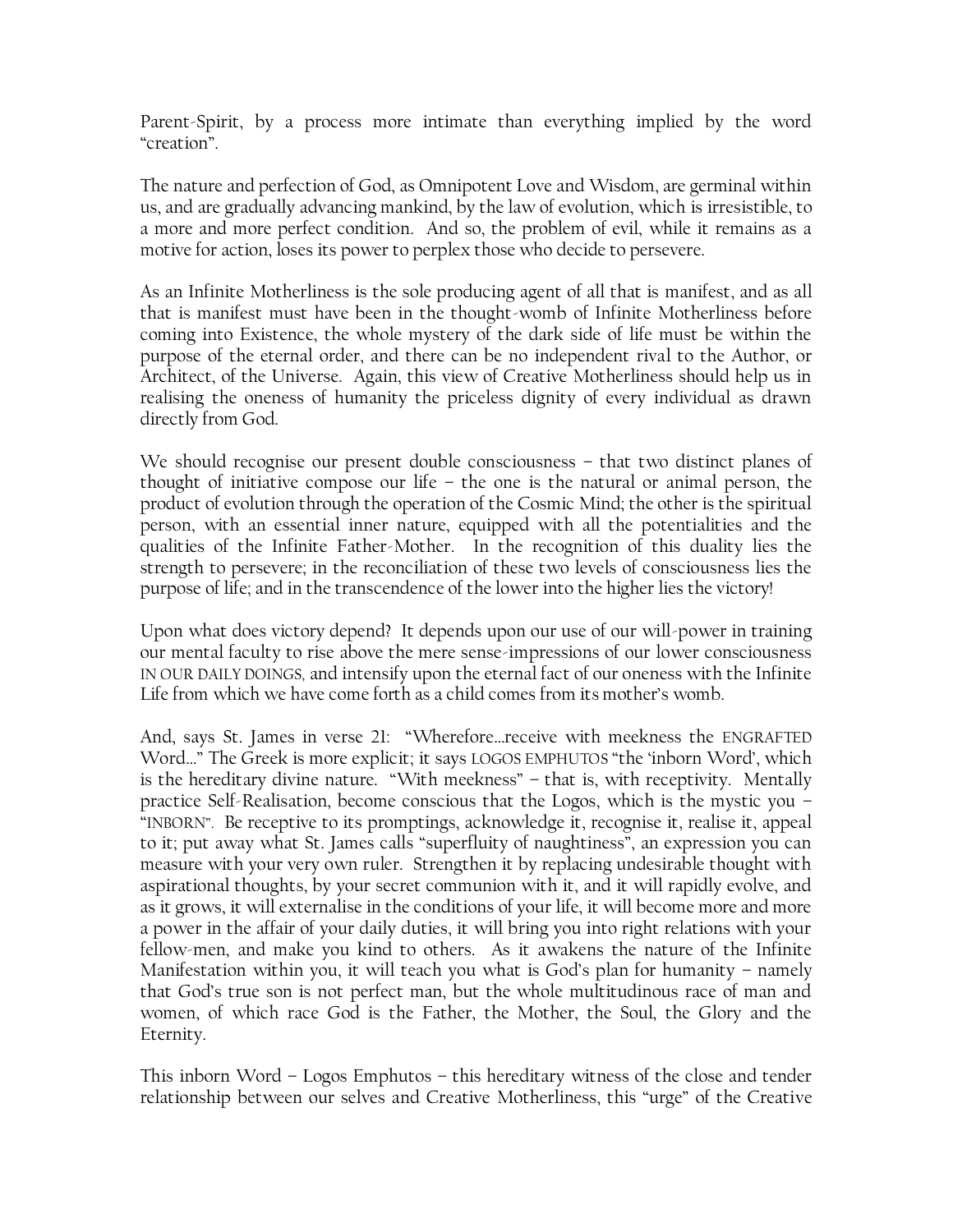Parent-Spirit, by a process more intimate than everything implied by the word "creation".

The nature and perfection of God, as Omnipotent Love and Wisdom, are germinal within us, and are gradually advancing mankind, by the law of evolution, which is irresistible, to a more and more perfect condition. And so, the problem of evil, while it remains as a motive for action, loses its power to perplex those who decide to persevere.

As an Infinite Motherliness is the sole producing agent of all that is manifest, and as all that is manifest must have been in the thought-womb of Infinite Motherliness before coming into Existence, the whole mystery of the dark side of life must be within the purpose of the eternal order, and there can be no independent rival to the Author, or Architect, of the Universe. Again, this view of Creative Motherliness should help us in realising the oneness of humanity the priceless dignity of every individual as drawn directly from God.

We should recognise our present double consciousness – that two distinct planes of thought of initiative compose our life – the one is the natural or animal person, the product of evolution through the operation of the Cosmic Mind; the other is the spiritual person, with an essential inner nature, equipped with all the potentialities and the qualities of the Infinite Father-Mother. In the recognition of this duality lies the strength to persevere; in the reconciliation of these two levels of consciousness lies the purpose of life; and in the transcendence of the lower into the higher lies the victory!

Upon what does victory depend? It depends upon our use of our will-power in training our mental faculty to rise above the mere sense-impressions of our lower consciousness IN OUR DAILY DOINGS, and intensify upon the eternal fact of our oneness with the Infinite Life from which we have come forth as a child comes from its mother's womb.

And, says St. James in verse 21: "Wherefore…receive with meekness the ENGRAFTED Word…" The Greek is more explicit; it says LOGOS EMPHUTOS "the 'inborn Word', which is the hereditary divine nature. "With meekness" – that is, with receptivity. Mentally practice Self-Realisation, become conscious that the Logos, which is the mystic you – "INBORN". Be receptive to its promptings, acknowledge it, recognise it, realise it, appeal to it; put away what St. James calls "superfluity of naughtiness", an expression you can measure with your very own ruler. Strengthen it by replacing undesirable thought with aspirational thoughts, by your secret communion with it, and it will rapidly evolve, and as it grows, it will externalise in the conditions of your life, it will become more and more a power in the affair of your daily duties, it will bring you into right relations with your fellow-men, and make you kind to others. As it awakens the nature of the Infinite Manifestation within you, it will teach you what is God's plan for humanity – namely that God's true son is not perfect man, but the whole multitudinous race of man and women, of which race God is the Father, the Mother, the Soul, the Glory and the Eternity.

This inborn Word – Logos Emphutos – this hereditary witness of the close and tender relationship between our selves and Creative Motherliness, this "urge" of the Creative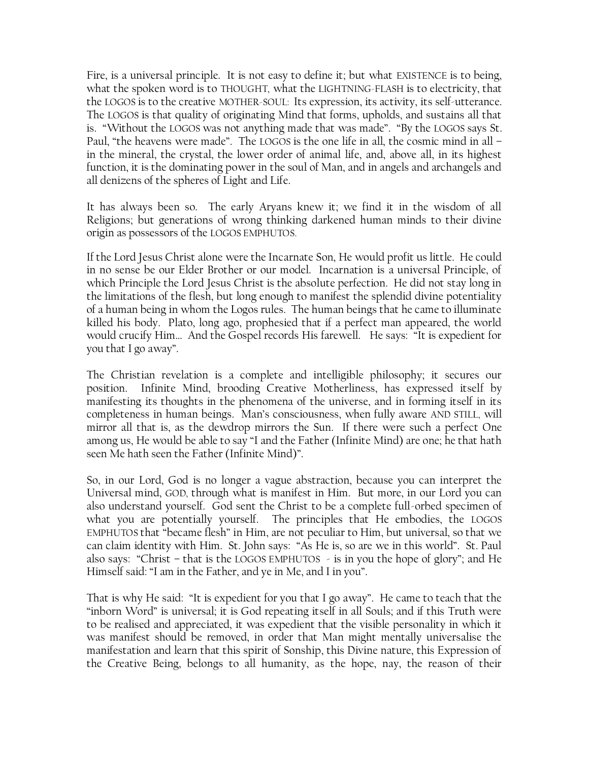Fire, is a universal principle. It is not easy to define it; but what EXISTENCE is to being, what the spoken word is to THOUGHT, what the LIGHTNING-FLASH is to electricity, that the LOGOS is to the creative MOTHER-SOUL: Its expression, its activity, its self-utterance. The LOGOS is that quality of originating Mind that forms, upholds, and sustains all that is. "Without the LOGOS was not anything made that was made". "By the LOGOS says St. Paul, "the heavens were made". The LOGOS is the one life in all, the cosmic mind in all – in the mineral, the crystal, the lower order of animal life, and, above all, in its highest function, it is the dominating power in the soul of Man, and in angels and archangels and all denizens of the spheres of Light and Life.

It has always been so. The early Aryans knew it; we find it in the wisdom of all Religions; but generations of wrong thinking darkened human minds to their divine origin as possessors of the LOGOS EMPHUTOS.

If the Lord Jesus Christ alone were the Incarnate Son, He would profit us little. He could in no sense be our Elder Brother or our model. Incarnation is a universal Principle, of which Principle the Lord Jesus Christ is the absolute perfection. He did not stay long in the limitations of the flesh, but long enough to manifest the splendid divine potentiality of a human being in whom the Logos rules. The human beings that he came to illuminate killed his body. Plato, long ago, prophesied that if a perfect man appeared, the world would crucify Him... And the Gospel records His farewell. He says: "It is expedient for you that I go away".

The Christian revelation is a complete and intelligible philosophy; it secures our position. Infinite Mind, brooding Creative Motherliness, has expressed itself by manifesting its thoughts in the phenomena of the universe, and in forming itself in its completeness in human beings. Man's consciousness, when fully aware AND STILL, will mirror all that is, as the dewdrop mirrors the Sun. If there were such a perfect One among us, He would be able to say "I and the Father (Infinite Mind) are one; he that hath seen Me hath seen the Father (Infinite Mind)".

So, in our Lord, God is no longer a vague abstraction, because you can interpret the Universal mind, GOD, through what is manifest in Him. But more, in our Lord you can also understand yourself. God sent the Christ to be a complete full-orbed specimen of what you are potentially yourself. The principles that He embodies, the LOGOS EMPHUTOS that "became flesh" in Him, are not peculiar to Him, but universal, so that we can claim identity with Him. St. John says: "As He is, so are we in this world". St. Paul also says: "Christ – that is the LOGOS EMPHUTOS - is in you the hope of glory"; and He Himself said: "I am in the Father, and ye in Me, and I in you".

That is why He said: "It is expedient for you that I go away". He came to teach that the "inborn Word" is universal; it is God repeating itself in all Souls; and if this Truth were to be realised and appreciated, it was expedient that the visible personality in which it was manifest should be removed, in order that Man might mentally universalise the manifestation and learn that this spirit of Sonship, this Divine nature, this Expression of the Creative Being, belongs to all humanity, as the hope, nay, the reason of their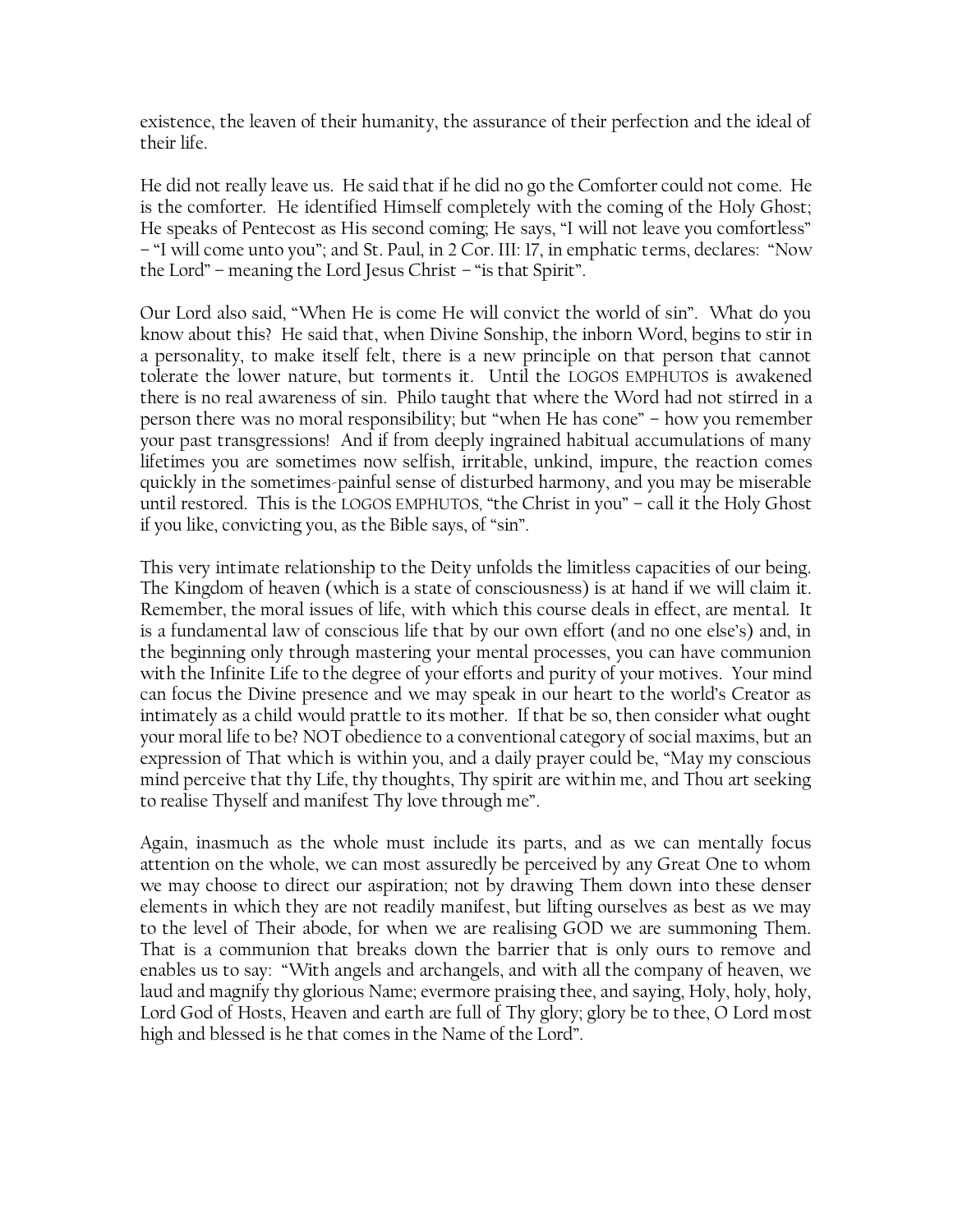existence, the leaven of their humanity, the assurance of their perfection and the ideal of their life.

He did not really leave us. He said that if he did no go the Comforter could not come. He is the comforter. He identified Himself completely with the coming of the Holy Ghost; He speaks of Pentecost as His second coming; He says, "I will not leave you comfortless" – "I will come unto you"; and St. Paul, in 2 Cor. III: 17, in emphatic terms, declares: "Now the Lord" – meaning the Lord Jesus Christ – "is that Spirit".

Our Lord also said, "When He is come He will convict the world of sin". What do you know about this? He said that, when Divine Sonship, the inborn Word, begins to stir in a personality, to make itself felt, there is a new principle on that person that cannot tolerate the lower nature, but torments it. Until the LOGOS EMPHUTOS is awakened there is no real awareness of sin. Philo taught that where the Word had not stirred in a person there was no moral responsibility; but "when He has cone" – how you remember your past transgressions! And if from deeply ingrained habitual accumulations of many lifetimes you are sometimes now selfish, irritable, unkind, impure, the reaction comes quickly in the sometimes-painful sense of disturbed harmony, and you may be miserable until restored. This is the LOGOS EMPHUTOS, "the Christ in you" – call it the Holy Ghost if you like, convicting you, as the Bible says, of "sin".

This very intimate relationship to the Deity unfolds the limitless capacities of our being. The Kingdom of heaven (which is a state of consciousness) is at hand if we will claim it. Remember, the moral issues of life, with which this course deals in effect, are mental. It is a fundamental law of conscious life that by our own effort (and no one else's) and, in the beginning only through mastering your mental processes, you can have communion with the Infinite Life to the degree of your efforts and purity of your motives. Your mind can focus the Divine presence and we may speak in our heart to the world's Creator as intimately as a child would prattle to its mother. If that be so, then consider what ought your moral life to be? NOT obedience to a conventional category of social maxims, but an expression of That which is within you, and a daily prayer could be, "May my conscious mind perceive that thy Life, thy thoughts, Thy spirit are within me, and Thou art seeking to realise Thyself and manifest Thy love through me".

Again, inasmuch as the whole must include its parts, and as we can mentally focus attention on the whole, we can most assuredly be perceived by any Great One to whom we may choose to direct our aspiration; not by drawing Them down into these denser elements in which they are not readily manifest, but lifting ourselves as best as we may to the level of Their abode, for when we are realising GOD we are summoning Them. That is a communion that breaks down the barrier that is only ours to remove and enables us to say: "With angels and archangels, and with all the company of heaven, we laud and magnify thy glorious Name; evermore praising thee, and saying, Holy, holy, holy, Lord God of Hosts, Heaven and earth are full of Thy glory; glory be to thee, O Lord most high and blessed is he that comes in the Name of the Lord".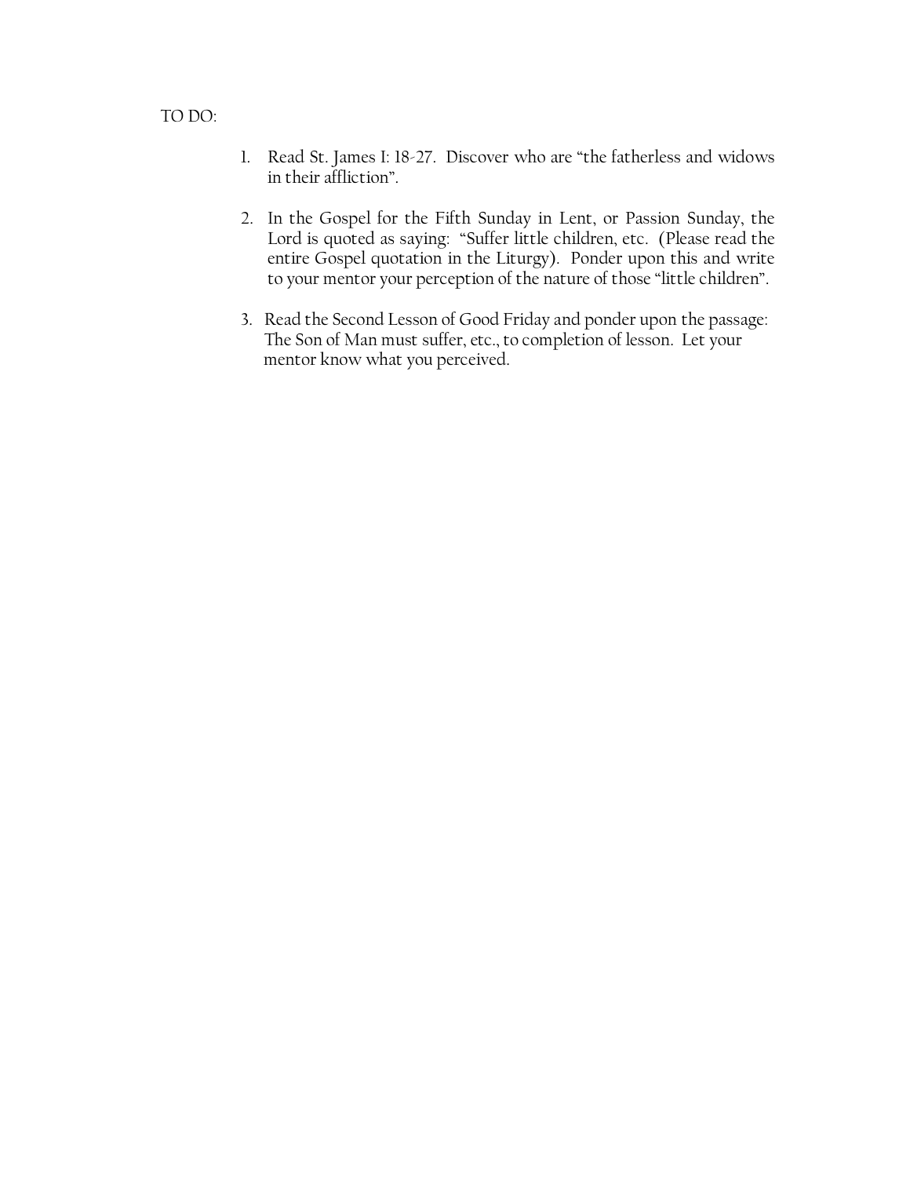TO DO:

1. Read St. James I: 18-27. Discover who are "the fatherless and widows in their affliction".

2. In the Gospel for the Fifth Sunday in Lent, or Passion Sunday, the Lord is quoted as saying: "Suffer little children, etc. (Please read the entire Gospel quotation in the Liturgy). Ponder upon this and write to your mentor your perception of the nature of those "little children".

3. Read the Second Lesson of Good Friday and ponder upon the passage: The Son of Man must suffer, etc., to completion of lesson. Let your mentor know what you perceived.